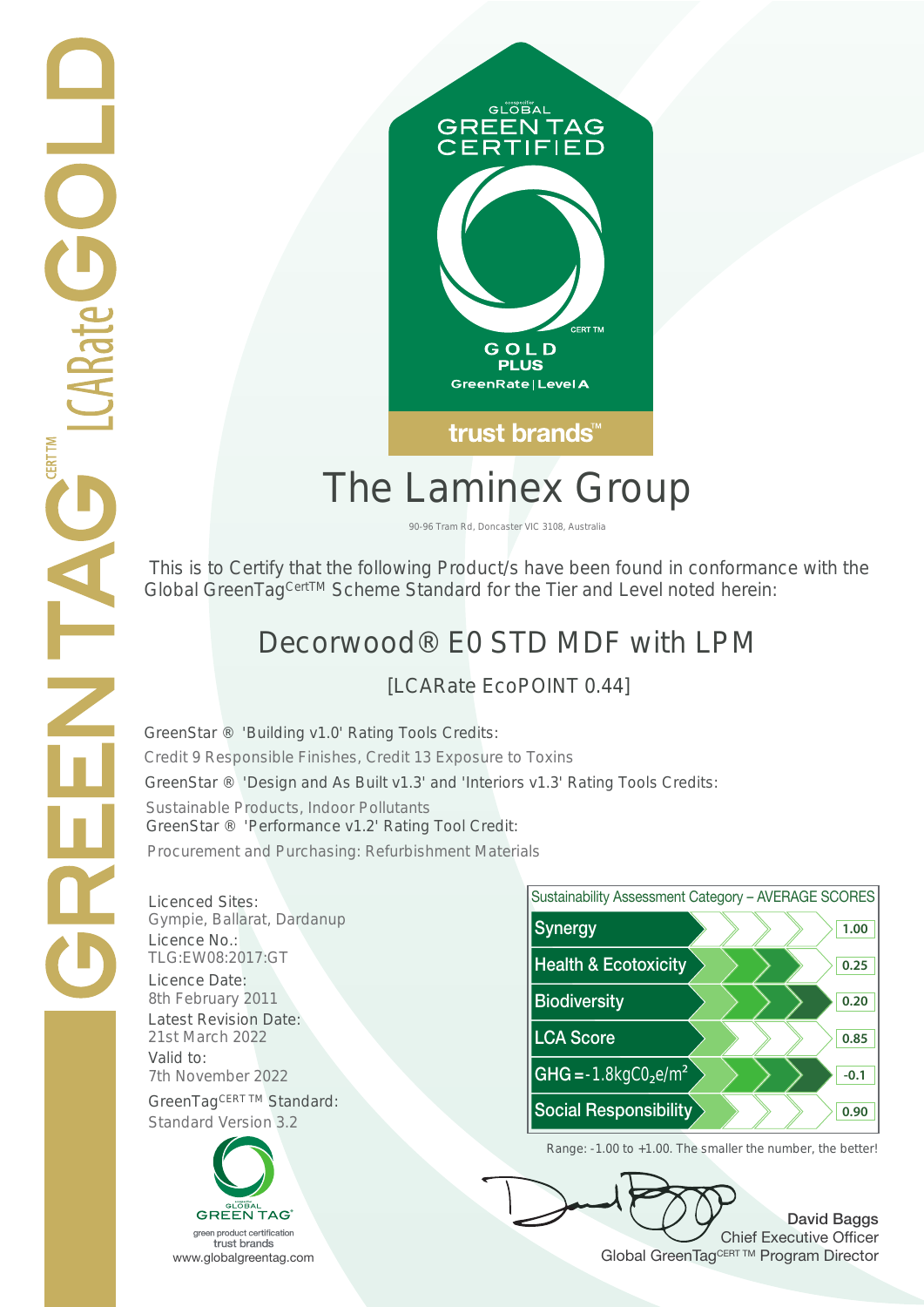GREENTAG CERT TM LCARate GOLD

ecospecifier GLOBAL GREEN TAG CERTIFIED

CERT TM

GOLD PLUS

GreenRate | Level A

trust brands™

# The Laminex Group

90-96 Tram Rd, Doncaster VIC 3108, Australia

This is to Certify that the following Product/s have been found in conformance with the Global GreenTag CertTM Scheme Standard for the Tier and Level noted herein:

## Decorwood® E0 STD MDF with LPM

[LCARate EcoPOINT 0.44]

GreenStar ® 'Building v1.0' Rating Tools Credits:

Credit 9 Responsible Finishes, Credit 13 Exposure to Toxins

GreenStar ® 'Design and As Built v1.3' and 'Interiors v1.3' Rating Tools Credits:

Sustainable Products, Indoor Pollutants

GreenStar ® 'Performance v1.2' Rating Tool Credit:

Procurement and Purchasing: Refurbishment Materials

Licenced Sites:
Gympie, Ballarat, Dardanup

Licence No.:
TLG:EW08:2017:GT

Licence Date:
8th February 2011

Latest Revision Date:
21st March 2022

Valid to:
7th November 2022

GreenTag CERT TM Standard:
Standard Version 3.2

| Sustainability Assessment Category – AVERAGE SCORES | |
|---|---|
| Synergy | 1.00 |
| Health & Ecotoxicity | 0.25 |
| Biodiversity | 0.20 |
| LCA Score | 0.85 |
| GHG = -1.8kg$CO_2$e/$m^2$ | -0.1 |
| Social Responsibility | 0.90 |

Range: -1.00 to +1.00. The smaller the number, the better!

ecospecifier GLOBAL GREEN TAG®
green product certification
trust brands
www.globalgreentag.com

David Baggs
Chief Executive Officer
Global GreenTag CERT TM Program Director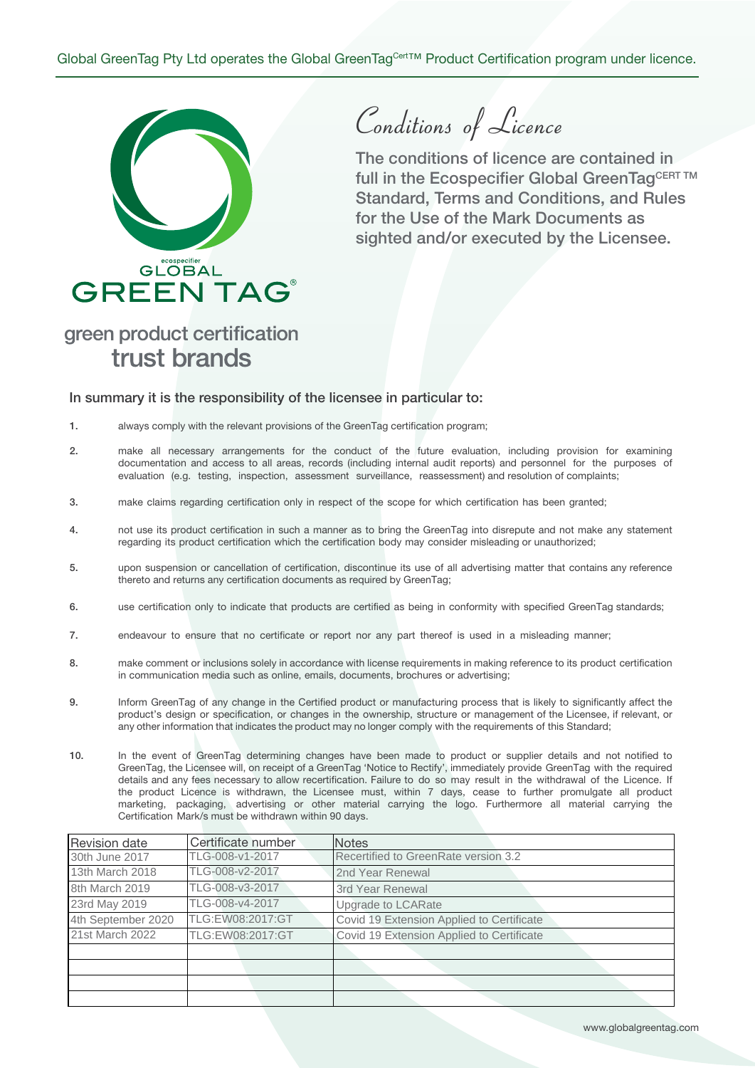Global GreenTag Pty Ltd operates the Global GreenTag[Cert™] Product Certification program under licence.

ecospecifier GLOBAL GREEN TAG®

## green product certification trust brands

# Conditions of Licence

**The conditions of licence are contained in full in the Ecospecifier Global GreenTag[CERT TM] Standard, Terms and Conditions, and Rules for the Use of the Mark Documents as sighted and/or executed by the Licensee.**

### In summary it is the responsibility of the licensee in particular to:

1. always comply with the relevant provisions of the GreenTag certification program;
2. make all necessary arrangements for the conduct of the future evaluation, including provision for examining documentation and access to all areas, records (including internal audit reports) and personnel for the purposes of evaluation (e.g. testing, inspection, assessment surveillance, reassessment) and resolution of complaints;
3. make claims regarding certification only in respect of the scope for which certification has been granted;
4. not use its product certification in such a manner as to bring the GreenTag into disrepute and not make any statement regarding its product certification which the certification body may consider misleading or unauthorized;
5. upon suspension or cancellation of certification, discontinue its use of all advertising matter that contains any reference thereto and returns any certification documents as required by GreenTag;
6. use certification only to indicate that products are certified as being in conformity with specified GreenTag standards;
7. endeavour to ensure that no certificate or report nor any part thereof is used in a misleading manner;
8. make comment or inclusions solely in accordance with license requirements in making reference to its product certification in communication media such as online, emails, documents, brochures or advertising;
9. Inform GreenTag of any change in the Certified product or manufacturing process that is likely to significantly affect the product's design or specification, or changes in the ownership, structure or management of the Licensee, if relevant, or any other information that indicates the product may no longer comply with the requirements of this Standard;
10. In the event of GreenTag determining changes have been made to product or supplier details and not notified to GreenTag, the Licensee will, on receipt of a GreenTag 'Notice to Rectify', immediately provide GreenTag with the required details and any fees necessary to allow recertification. Failure to do so may result in the withdrawal of the Licence. If the product Licence is withdrawn, the Licensee must, within 7 days, cease to further promulgate all product marketing, packaging, advertising or other material carrying the logo. Furthermore all material carrying the Certification Mark/s must be withdrawn within 90 days.

| Revision date | Certificate number | Notes |
|---|---|---|
| 30th June 2017 | TLG-008-v1-2017 | Recertified to GreenRate version 3.2 |
| 13th March 2018 | TLG-008-v2-2017 | 2nd Year Renewal |
| 8th March 2019 | TLG-008-v3-2017 | 3rd Year Renewal |
| 23rd May 2019 | TLG-008-v4-2017 | Upgrade to LCARate |
| 4th September 2020 | TLG:EW08:2017:GT | Covid 19 Extension Applied to Certificate |
| 21st March 2022 | TLG:EW08:2017:GT | Covid 19 Extension Applied to Certificate |
| | | |
| | | |
| | | |
| | | |

www.globalgreentag.com